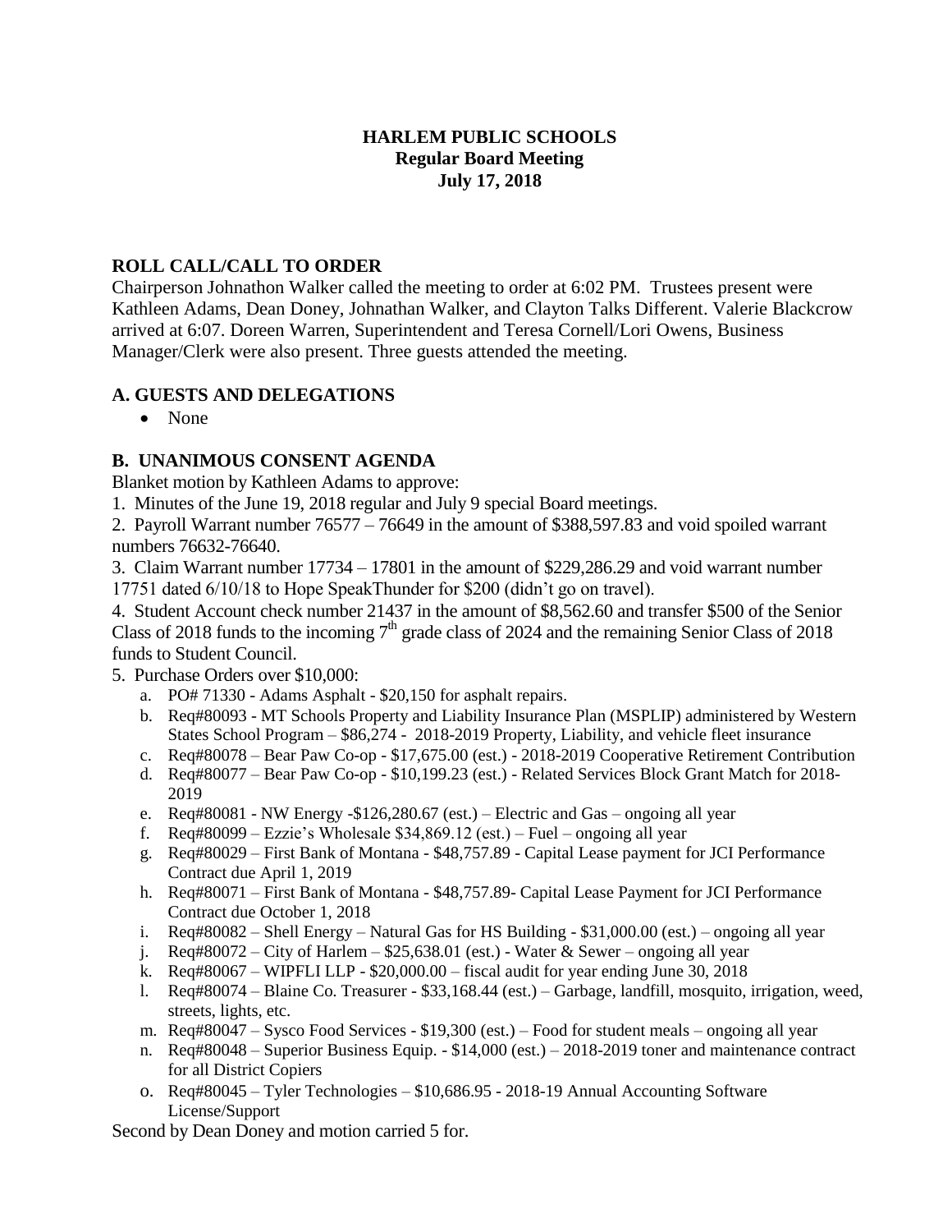# HARLEM PUBLIC SCHOOLS
## Regular Board Meeting
## July 17, 2018

## ROLL CALL/CALL TO ORDER

Chairperson Johnathon Walker called the meeting to order at 6:02 PM. Trustees present were Kathleen Adams, Dean Doney, Johnathan Walker, and Clayton Talks Different. Valerie Blackcrow arrived at 6:07. Doreen Warren, Superintendent and Teresa Cornell/Lori Owens, Business Manager/Clerk were also present. Three guests attended the meeting.

## A. GUESTS AND DELEGATIONS

- None

## B. UNANIMOUS CONSENT AGENDA

Blanket motion by Kathleen Adams to approve:

1. Minutes of the June 19, 2018 regular and July 9 special Board meetings.
2. Payroll Warrant number 76577 – 76649 in the amount of $388,597.83 and void spoiled warrant numbers 76632-76640.
3. Claim Warrant number 17734 – 17801 in the amount of $229,286.29 and void warrant number 17751 dated 6/10/18 to Hope SpeakThunder for $200 (didn't go on travel).
4. Student Account check number 21437 in the amount of $8,562.60 and transfer $500 of the Senior Class of 2018 funds to the incoming 7th grade class of 2024 and the remaining Senior Class of 2018 funds to Student Council.
5. Purchase Orders over $10,000:
   a. PO# 71330 - Adams Asphalt - $20,150 for asphalt repairs.
   b. Req#80093 - MT Schools Property and Liability Insurance Plan (MSPLIP) administered by Western States School Program – $86,274 - 2018-2019 Property, Liability, and vehicle fleet insurance
   c. Req#80078 – Bear Paw Co-op - $17,675.00 (est.) - 2018-2019 Cooperative Retirement Contribution
   d. Req#80077 – Bear Paw Co-op - $10,199.23 (est.) - Related Services Block Grant Match for 2018-2019
   e. Req#80081 - NW Energy -$126,280.67 (est.) – Electric and Gas – ongoing all year
   f. Req#80099 – Ezzie's Wholesale $34,869.12 (est.) – Fuel – ongoing all year
   g. Req#80029 – First Bank of Montana - $48,757.89 - Capital Lease payment for JCI Performance Contract due April 1, 2019
   h. Req#80071 – First Bank of Montana - $48,757.89- Capital Lease Payment for JCI Performance Contract due October 1, 2018
   i. Req#80082 – Shell Energy – Natural Gas for HS Building - $31,000.00 (est.) – ongoing all year
   j. Req#80072 – City of Harlem – $25,638.01 (est.) - Water & Sewer – ongoing all year
   k. Req#80067 – WIPFLI LLP - $20,000.00 – fiscal audit for year ending June 30, 2018
   l. Req#80074 – Blaine Co. Treasurer - $33,168.44 (est.) – Garbage, landfill, mosquito, irrigation, weed, streets, lights, etc.
   m. Req#80047 – Sysco Food Services - $19,300 (est.) – Food for student meals – ongoing all year
   n. Req#80048 – Superior Business Equip. - $14,000 (est.) – 2018-2019 toner and maintenance contract for all District Copiers
   o. Req#80045 – Tyler Technologies – $10,686.95 - 2018-19 Annual Accounting Software License/Support

Second by Dean Doney and motion carried 5 for.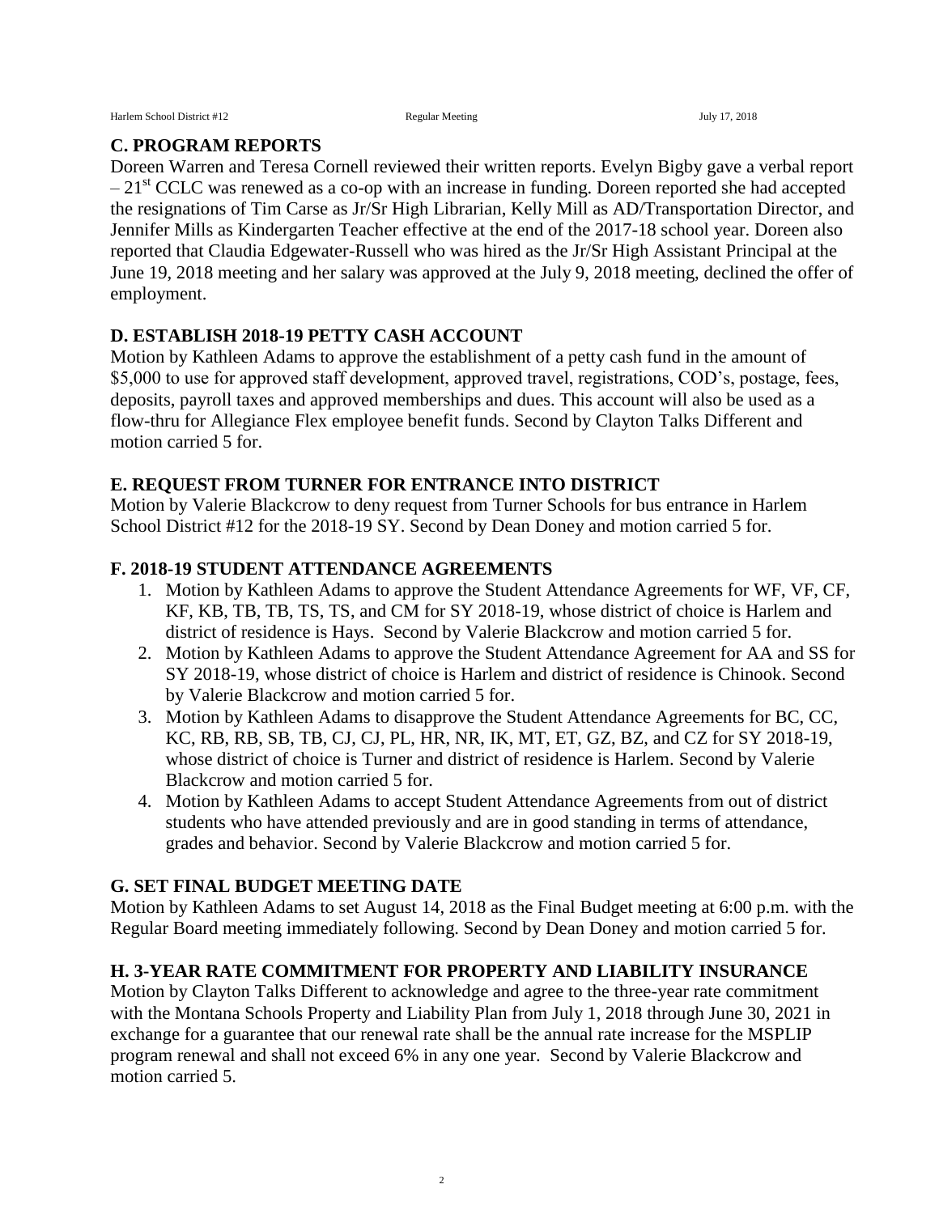## C. PROGRAM REPORTS

Doreen Warren and Teresa Cornell reviewed their written reports. Evelyn Bigby gave a verbal report – 21st CCLC was renewed as a co-op with an increase in funding. Doreen reported she had accepted the resignations of Tim Carse as Jr/Sr High Librarian, Kelly Mill as AD/Transportation Director, and Jennifer Mills as Kindergarten Teacher effective at the end of the 2017-18 school year. Doreen also reported that Claudia Edgewater-Russell who was hired as the Jr/Sr High Assistant Principal at the June 19, 2018 meeting and her salary was approved at the July 9, 2018 meeting, declined the offer of employment.

## D. ESTABLISH 2018-19 PETTY CASH ACCOUNT

Motion by Kathleen Adams to approve the establishment of a petty cash fund in the amount of $5,000 to use for approved staff development, approved travel, registrations, COD's, postage, fees, deposits, payroll taxes and approved memberships and dues. This account will also be used as a flow-thru for Allegiance Flex employee benefit funds. Second by Clayton Talks Different and motion carried 5 for.

## E. REQUEST FROM TURNER FOR ENTRANCE INTO DISTRICT

Motion by Valerie Blackcrow to deny request from Turner Schools for bus entrance in Harlem School District #12 for the 2018-19 SY. Second by Dean Doney and motion carried 5 for.

## F. 2018-19 STUDENT ATTENDANCE AGREEMENTS

1. Motion by Kathleen Adams to approve the Student Attendance Agreements for WF, VF, CF, KF, KB, TB, TB, TS, TS, and CM for SY 2018-19, whose district of choice is Harlem and district of residence is Hays. Second by Valerie Blackcrow and motion carried 5 for.
2. Motion by Kathleen Adams to approve the Student Attendance Agreement for AA and SS for SY 2018-19, whose district of choice is Harlem and district of residence is Chinook. Second by Valerie Blackcrow and motion carried 5 for.
3. Motion by Kathleen Adams to disapprove the Student Attendance Agreements for BC, CC, KC, RB, RB, SB, TB, CJ, CJ, PL, HR, NR, IK, MT, ET, GZ, BZ, and CZ for SY 2018-19, whose district of choice is Turner and district of residence is Harlem. Second by Valerie Blackcrow and motion carried 5 for.
4. Motion by Kathleen Adams to accept Student Attendance Agreements from out of district students who have attended previously and are in good standing in terms of attendance, grades and behavior. Second by Valerie Blackcrow and motion carried 5 for.

## G. SET FINAL BUDGET MEETING DATE

Motion by Kathleen Adams to set August 14, 2018 as the Final Budget meeting at 6:00 p.m. with the Regular Board meeting immediately following. Second by Dean Doney and motion carried 5 for.

## H. 3-YEAR RATE COMMITMENT FOR PROPERTY AND LIABILITY INSURANCE

Motion by Clayton Talks Different to acknowledge and agree to the three-year rate commitment with the Montana Schools Property and Liability Plan from July 1, 2018 through June 30, 2021 in exchange for a guarantee that our renewal rate shall be the annual rate increase for the MSPLIP program renewal and shall not exceed 6% in any one year. Second by Valerie Blackcrow and motion carried 5.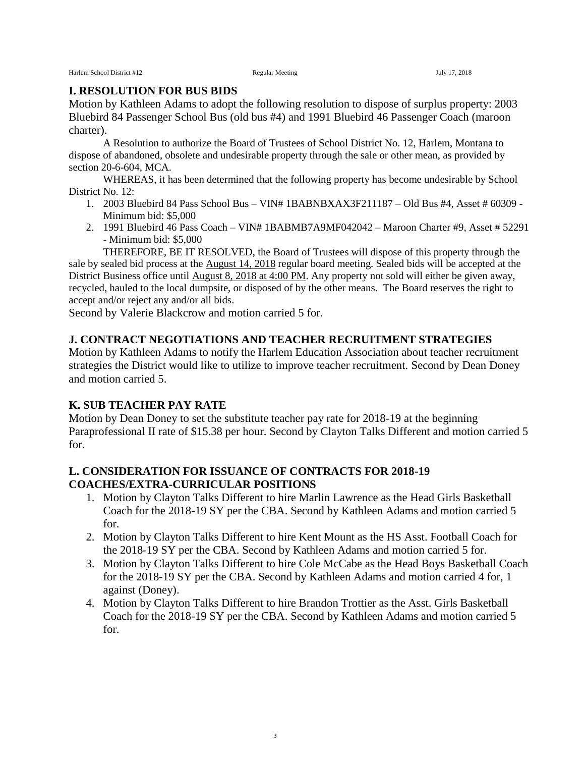## I. RESOLUTION FOR BUS BIDS

Motion by Kathleen Adams to adopt the following resolution to dispose of surplus property: 2003 Bluebird 84 Passenger School Bus (old bus #4) and 1991 Bluebird 46 Passenger Coach (maroon charter).

A Resolution to authorize the Board of Trustees of School District No. 12, Harlem, Montana to dispose of abandoned, obsolete and undesirable property through the sale or other mean, as provided by section 20-6-604, MCA.

WHEREAS, it has been determined that the following property has become undesirable by School District No. 12:

1. 2003 Bluebird 84 Pass School Bus – VIN# 1BABNBXAX3F211187 – Old Bus #4, Asset # 60309 - Minimum bid: $5,000
2. 1991 Bluebird 46 Pass Coach – VIN# 1BABMB7A9MF042042 – Maroon Charter #9, Asset # 52291 - Minimum bid: $5,000

THEREFORE, BE IT RESOLVED, the Board of Trustees will dispose of this property through the sale by sealed bid process at the August 14, 2018 regular board meeting. Sealed bids will be accepted at the District Business office until August 8, 2018 at 4:00 PM. Any property not sold will either be given away, recycled, hauled to the local dumpsite, or disposed of by the other means. The Board reserves the right to accept and/or reject any and/or all bids.

Second by Valerie Blackcrow and motion carried 5 for.

## J. CONTRACT NEGOTIATIONS AND TEACHER RECRUITMENT STRATEGIES

Motion by Kathleen Adams to notify the Harlem Education Association about teacher recruitment strategies the District would like to utilize to improve teacher recruitment. Second by Dean Doney and motion carried 5.

## K. SUB TEACHER PAY RATE

Motion by Dean Doney to set the substitute teacher pay rate for 2018-19 at the beginning Paraprofessional II rate of $15.38 per hour. Second by Clayton Talks Different and motion carried 5 for.

## L. CONSIDERATION FOR ISSUANCE OF CONTRACTS FOR 2018-19 COACHES/EXTRA-CURRICULAR POSITIONS

1. Motion by Clayton Talks Different to hire Marlin Lawrence as the Head Girls Basketball Coach for the 2018-19 SY per the CBA. Second by Kathleen Adams and motion carried 5 for.
2. Motion by Clayton Talks Different to hire Kent Mount as the HS Asst. Football Coach for the 2018-19 SY per the CBA. Second by Kathleen Adams and motion carried 5 for.
3. Motion by Clayton Talks Different to hire Cole McCabe as the Head Boys Basketball Coach for the 2018-19 SY per the CBA. Second by Kathleen Adams and motion carried 4 for, 1 against (Doney).
4. Motion by Clayton Talks Different to hire Brandon Trottier as the Asst. Girls Basketball Coach for the 2018-19 SY per the CBA. Second by Kathleen Adams and motion carried 5 for.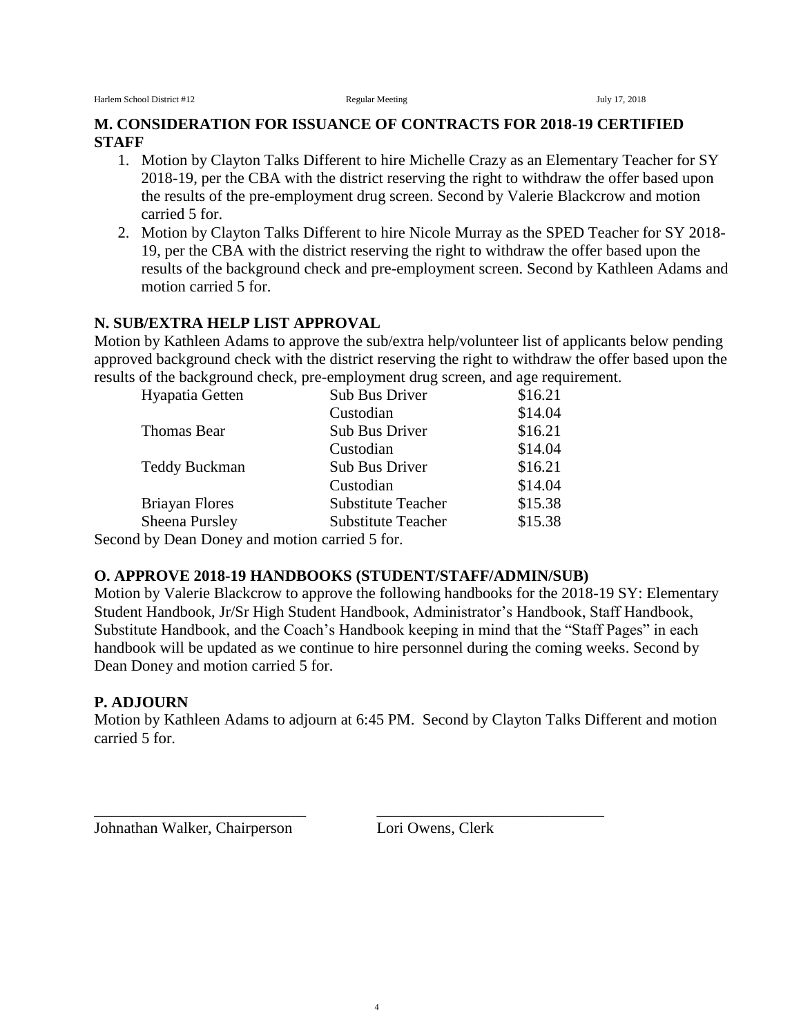## M. CONSIDERATION FOR ISSUANCE OF CONTRACTS FOR 2018-19 CERTIFIED STAFF

1. Motion by Clayton Talks Different to hire Michelle Crazy as an Elementary Teacher for SY 2018-19, per the CBA with the district reserving the right to withdraw the offer based upon the results of the pre-employment drug screen. Second by Valerie Blackcrow and motion carried 5 for.
2. Motion by Clayton Talks Different to hire Nicole Murray as the SPED Teacher for SY 2018-19, per the CBA with the district reserving the right to withdraw the offer based upon the results of the background check and pre-employment screen. Second by Kathleen Adams and motion carried 5 for.

## N. SUB/EXTRA HELP LIST APPROVAL

Motion by Kathleen Adams to approve the sub/extra help/volunteer list of applicants below pending approved background check with the district reserving the right to withdraw the offer based upon the results of the background check, pre-employment drug screen, and age requirement.

| | | |
|---|---|---|
| Hyapatia Getten | Sub Bus Driver | $16.21 |
| | Custodian | $14.04 |
| Thomas Bear | Sub Bus Driver | $16.21 |
| | Custodian | $14.04 |
| Teddy Buckman | Sub Bus Driver | $16.21 |
| | Custodian | $14.04 |
| Briayan Flores | Substitute Teacher | $15.38 |
| Sheena Pursley | Substitute Teacher | $15.38 |

Second by Dean Doney and motion carried 5 for.

## O. APPROVE 2018-19 HANDBOOKS (STUDENT/STAFF/ADMIN/SUB)

Motion by Valerie Blackcrow to approve the following handbooks for the 2018-19 SY: Elementary Student Handbook, Jr/Sr High Student Handbook, Administrator's Handbook, Staff Handbook, Substitute Handbook, and the Coach's Handbook keeping in mind that the "Staff Pages" in each handbook will be updated as we continue to hire personnel during the coming weeks. Second by Dean Doney and motion carried 5 for.

## P. ADJOURN

Motion by Kathleen Adams to adjourn at 6:45 PM. Second by Clayton Talks Different and motion carried 5 for.

\_\_\_\_\_\_\_\_\_\_\_\_\_\_\_\_\_\_\_\_\_\_\_\_\_\_\_\_ \_\_\_\_\_\_\_\_\_\_\_\_\_\_\_\_\_\_\_\_\_\_\_\_\_\_\_\_\_\_

Johnathan Walker, Chairperson Lori Owens, Clerk